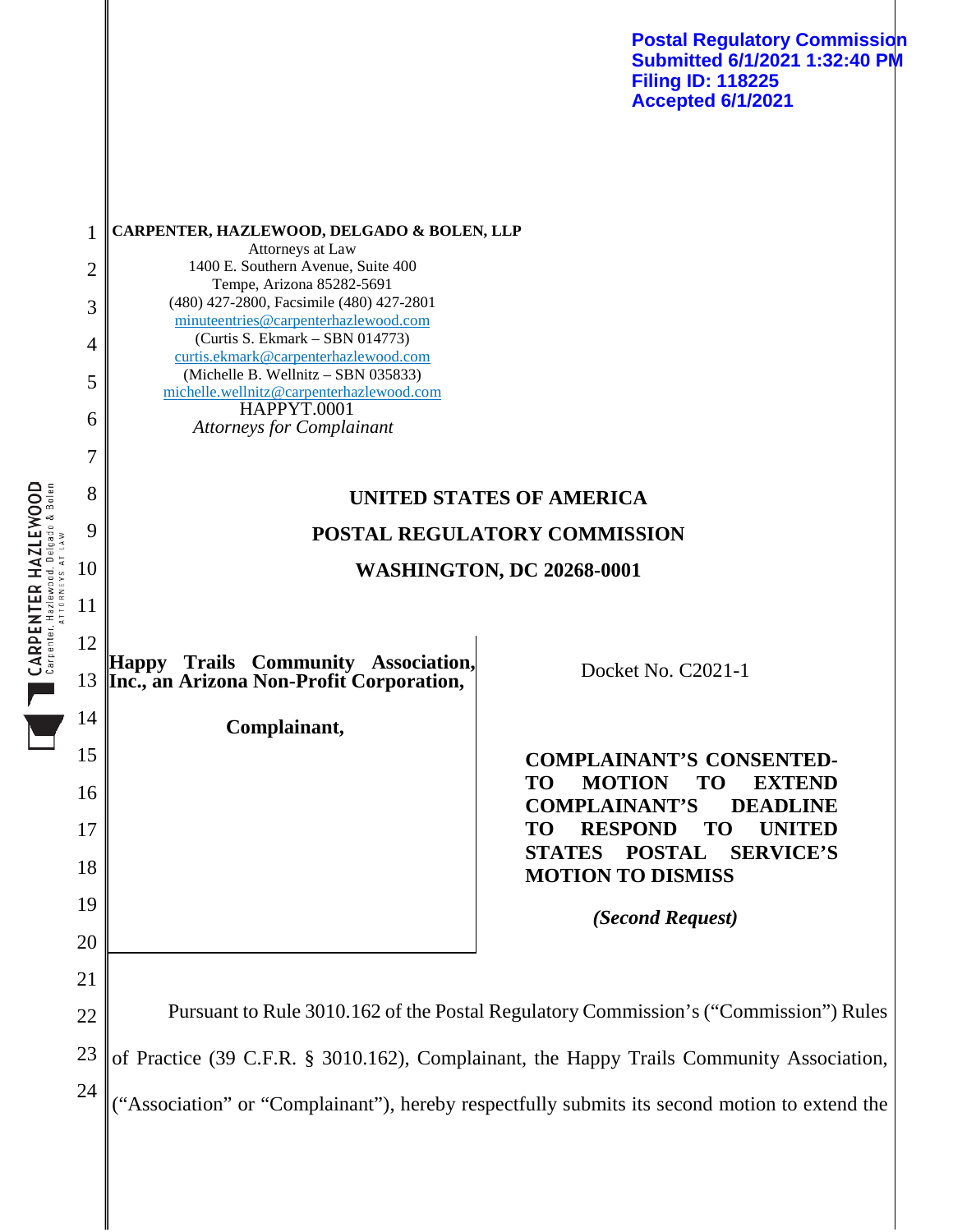Postal Regulatory Commission
Submitted 6/1/2021 1:32:40 PM
Filing ID: 118225
Accepted 6/1/2021

**CARPENTER, HAZLEWOOD, DELGADO & BOLEN, LLP**
Attorneys at Law
1400 E. Southern Avenue, Suite 400
Tempe, Arizona 85282-5691
(480) 427-2800, Facsimile (480) 427-2801
minuteentries@carpenterhazlewood.com
(Curtis S. Ekmark – SBN 014773)
curtis.ekmark@carpenterhazlewood.com
(Michelle B. Wellnitz – SBN 035833)
michelle.wellnitz@carpenterhazlewood.com
HAPPYT.0001
*Attorneys for Complainant*

**UNITED STATES OF AMERICA**

**POSTAL REGULATORY COMMISSION**

**WASHINGTON, DC 20268-0001**

| | |
|---|---|
| **Happy Trails Community Association, Inc., an Arizona Non-Profit Corporation,**<br><br>**Complainant,** | Docket No. C2021-1<br><br>**COMPLAINANT'S CONSENTED-TO MOTION TO EXTEND COMPLAINANT'S DEADLINE TO RESPOND TO UNITED STATES POSTAL SERVICE'S MOTION TO DISMISS**<br><br>***(Second Request)*** |

Pursuant to Rule 3010.162 of the Postal Regulatory Commission's ("Commission") Rules of Practice (39 C.F.R. § 3010.162), Complainant, the Happy Trails Community Association, ("Association" or "Complainant"), hereby respectfully submits its second motion to extend the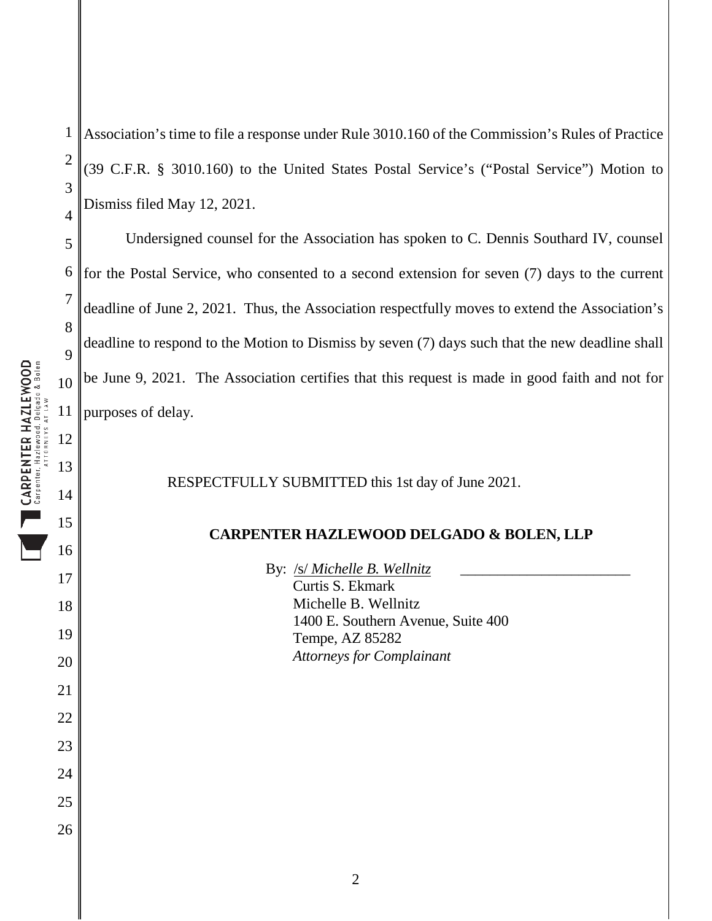Association's time to file a response under Rule 3010.160 of the Commission's Rules of Practice (39 C.F.R. § 3010.160) to the United States Postal Service's ("Postal Service") Motion to Dismiss filed May 12, 2021.

Undersigned counsel for the Association has spoken to C. Dennis Southard IV, counsel for the Postal Service, who consented to a second extension for seven (7) days to the current deadline of June 2, 2021. Thus, the Association respectfully moves to extend the Association's deadline to respond to the Motion to Dismiss by seven (7) days such that the new deadline shall be June 9, 2021. The Association certifies that this request is made in good faith and not for purposes of delay.

RESPECTFULLY SUBMITTED this 1st day of June 2021.

**CARPENTER HAZLEWOOD DELGADO & BOLEN, LLP**

By: /s/ *Michelle B. Wellnitz*
Curtis S. Ekmark
Michelle B. Wellnitz
1400 E. Southern Avenue, Suite 400
Tempe, AZ 85282
*Attorneys for Complainant*